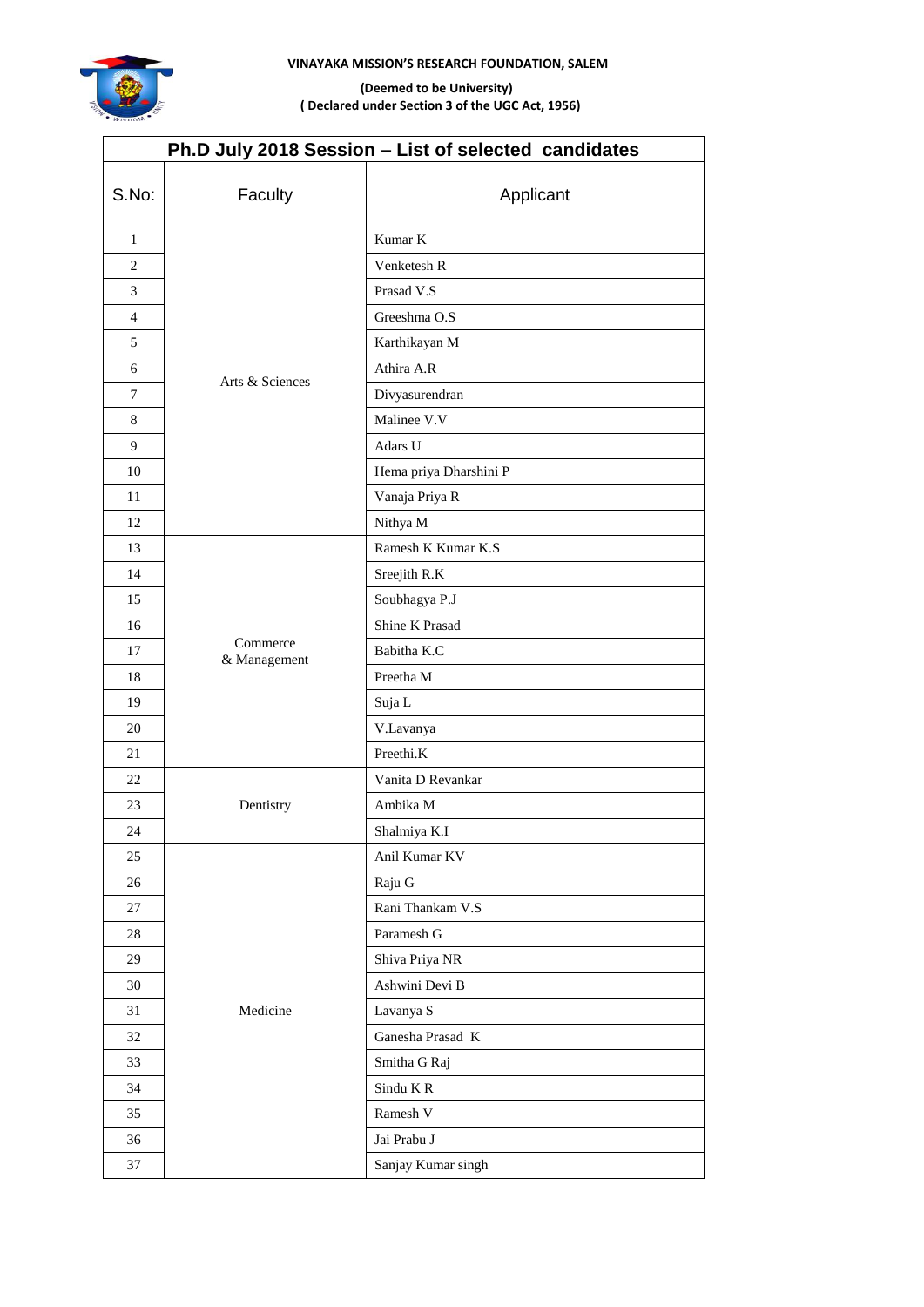**VINAYAKA MISSION'S RESEARCH FOUNDATION, SALEM**

**(Deemed to be University)**
**( Declared under Section 3 of the UGC Act, 1956)**

| Ph.D July 2018 Session – List of selected candidates | | |
|---|---|---|
| S.No: | Faculty | Applicant |
| 1 | Arts & Sciences | Kumar K |
| 2 | | Venketesh R |
| 3 | | Prasad V.S |
| 4 | | Greeshma O.S |
| 5 | | Karthikayan M |
| 6 | | Athira A.R |
| 7 | | Divyasurendran |
| 8 | | Malinee V.V |
| 9 | | Adars U |
| 10 | | Hema priya Dharshini P |
| 11 | | Vanaja Priya R |
| 12 | | Nithya M |
| 13 | Commerce & Management | Ramesh K Kumar K.S |
| 14 | | Sreejith R.K |
| 15 | | Soubhagya P.J |
| 16 | | Shine K Prasad |
| 17 | | Babitha K.C |
| 18 | | Preetha M |
| 19 | | Suja L |
| 20 | | V.Lavanya |
| 21 | | Preethi.K |
| 22 | Dentistry | Vanita D Revankar |
| 23 | | Ambika M |
| 24 | | Shalmiya K.I |
| 25 | Medicine | Anil Kumar KV |
| 26 | | Raju G |
| 27 | | Rani Thankam V.S |
| 28 | | Paramesh G |
| 29 | | Shiva Priya NR |
| 30 | | Ashwini Devi B |
| 31 | | Lavanya S |
| 32 | | Ganesha Prasad K |
| 33 | | Smitha G Raj |
| 34 | | Sindu K R |
| 35 | | Ramesh V |
| 36 | | Jai Prabu J |
| 37 | | Sanjay Kumar singh |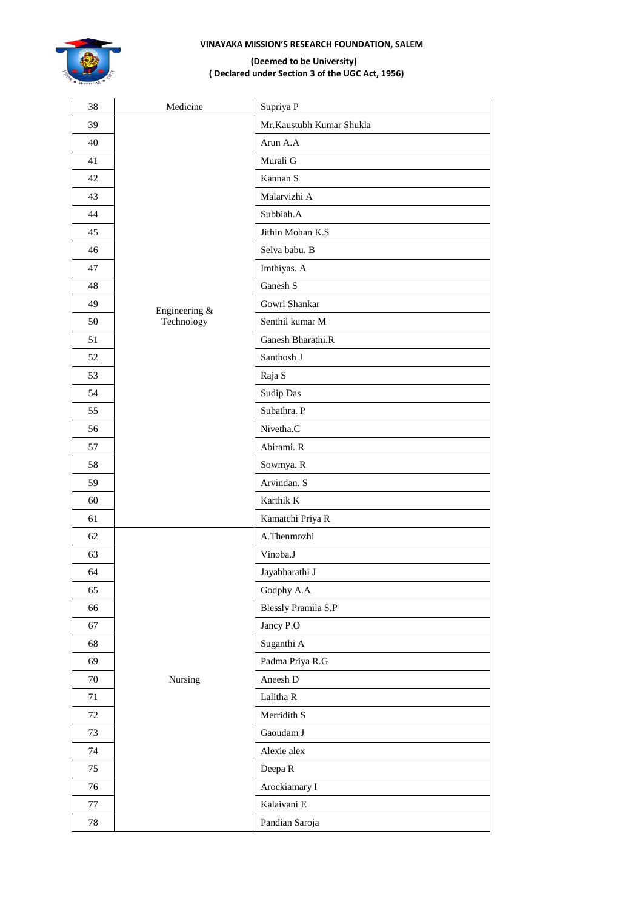| 38 | Medicine | Supriya P |
|---|---|---|
| 39 | Engineering & Technology | Mr.Kaustubh Kumar Shukla |
| 40 | | Arun A.A |
| 41 | | Murali G |
| 42 | | Kannan S |
| 43 | | Malarvizhi A |
| 44 | | Subbiah.A |
| 45 | | Jithin Mohan K.S |
| 46 | | Selva babu. B |
| 47 | | Imthiyas. A |
| 48 | | Ganesh S |
| 49 | | Gowri Shankar |
| 50 | | Senthil kumar M |
| 51 | | Ganesh Bharathi.R |
| 52 | | Santhosh J |
| 53 | | Raja S |
| 54 | | Sudip Das |
| 55 | | Subathra. P |
| 56 | | Nivetha.C |
| 57 | | Abirami. R |
| 58 | | Sowmya. R |
| 59 | | Arvindan. S |
| 60 | | Karthik K |
| 61 | | Kamatchi Priya R |
| 62 | Nursing | A.Thenmozhi |
| 63 | | Vinoba.J |
| 64 | | Jayabharathi J |
| 65 | | Godphy A.A |
| 66 | | Blessly Pramila S.P |
| 67 | | Jancy P.O |
| 68 | | Suganthi A |
| 69 | | Padma Priya R.G |
| 70 | | Aneesh D |
| 71 | | Lalitha R |
| 72 | | Merridith S |
| 73 | | Gaoudam J |
| 74 | | Alexie alex |
| 75 | | Deepa R |
| 76 | | Arockiamary I |
| 77 | | Kalaivani E |
| 78 | | Pandian Saroja |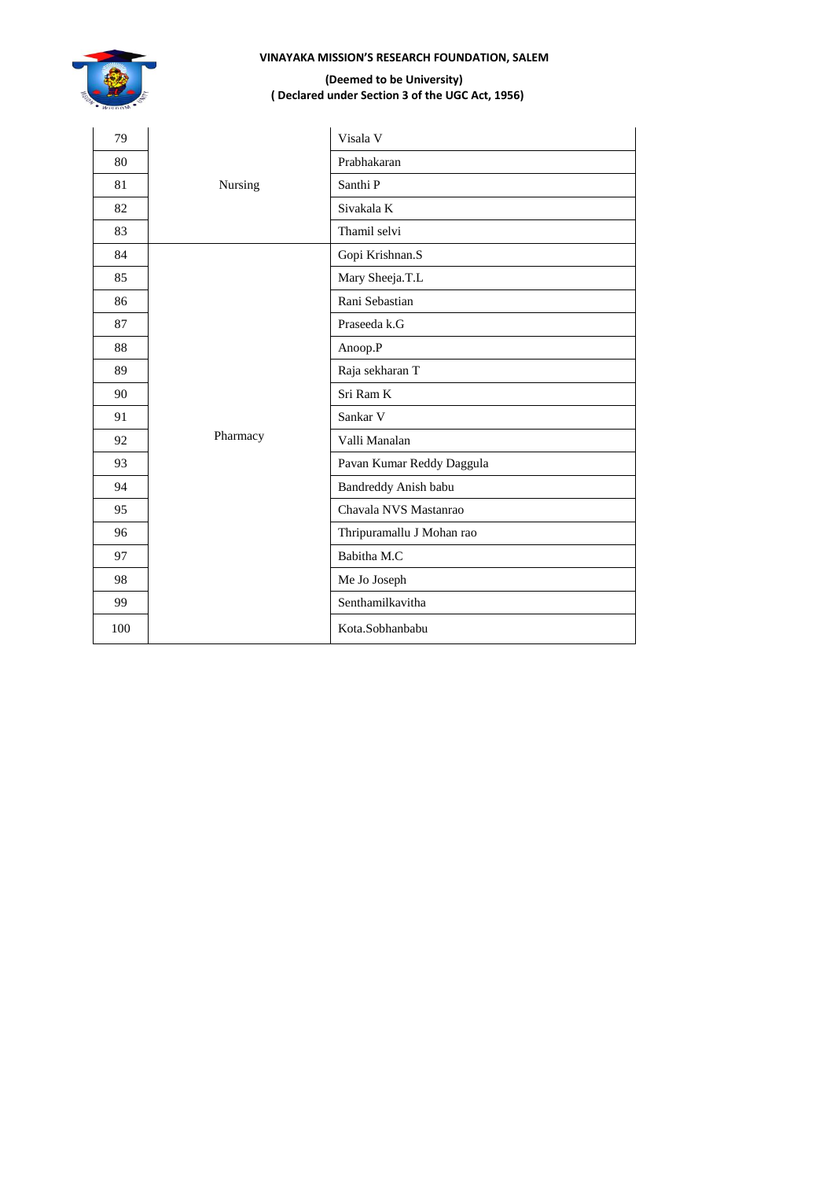| | | |
|---|---|---|
| 79 | Nursing | Visala V |
| 80 | | Prabhakaran |
| 81 | | Santhi P |
| 82 | | Sivakala K |
| 83 | | Thamil selvi |
| 84 | Pharmacy | Gopi Krishnan.S |
| 85 | | Mary Sheeja.T.L |
| 86 | | Rani Sebastian |
| 87 | | Praseeda k.G |
| 88 | | Anoop.P |
| 89 | | Raja sekharan T |
| 90 | | Sri Ram K |
| 91 | | Sankar V |
| 92 | | Valli Manalan |
| 93 | | Pavan Kumar Reddy Daggula |
| 94 | | Bandreddy Anish babu |
| 95 | | Chavala NVS Mastanrao |
| 96 | | Thripuramallu J Mohan rao |
| 97 | | Babitha M.C |
| 98 | | Me Jo Joseph |
| 99 | | Senthamilkavitha |
| 100 | | Kota.Sobhanbabu |